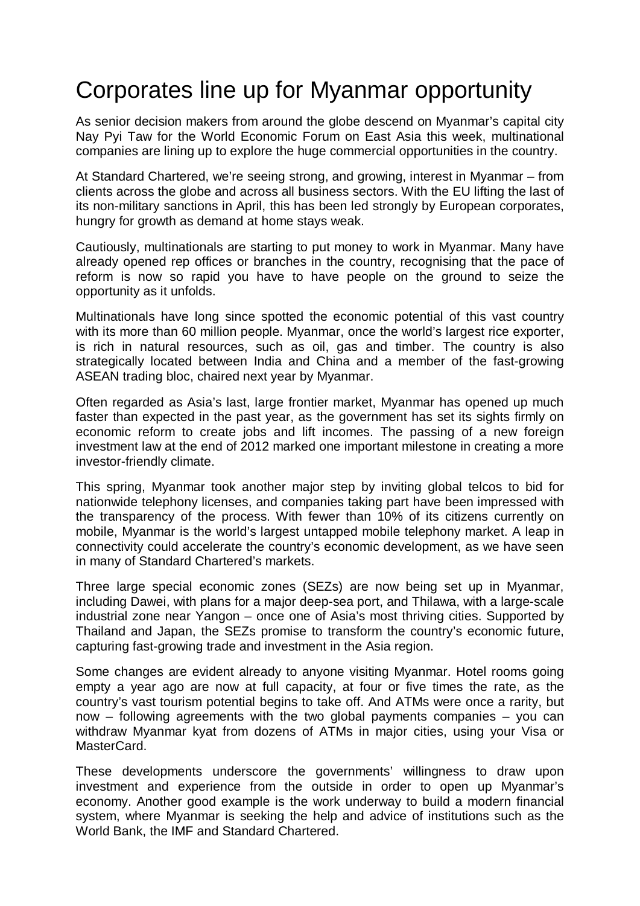# Corporates line up for Myanmar opportunity

As senior decision makers from around the globe descend on Myanmar's capital city Nay Pyi Taw for the World Economic Forum on East Asia this week, multinational companies are lining up to explore the huge commercial opportunities in the country.

At Standard Chartered, we're seeing strong, and growing, interest in Myanmar – from clients across the globe and across all business sectors. With the EU lifting the last of its non-military sanctions in April, this has been led strongly by European corporates, hungry for growth as demand at home stays weak.

Cautiously, multinationals are starting to put money to work in Myanmar. Many have already opened rep offices or branches in the country, recognising that the pace of reform is now so rapid you have to have people on the ground to seize the opportunity as it unfolds.

Multinationals have long since spotted the economic potential of this vast country with its more than 60 million people. Myanmar, once the world's largest rice exporter, is rich in natural resources, such as oil, gas and timber. The country is also strategically located between India and China and a member of the fast-growing ASEAN trading bloc, chaired next year by Myanmar.

Often regarded as Asia's last, large frontier market, Myanmar has opened up much faster than expected in the past year, as the government has set its sights firmly on economic reform to create jobs and lift incomes. The passing of a new foreign investment law at the end of 2012 marked one important milestone in creating a more investor-friendly climate.

This spring, Myanmar took another major step by inviting global telcos to bid for nationwide telephony licenses, and companies taking part have been impressed with the transparency of the process. With fewer than 10% of its citizens currently on mobile, Myanmar is the world's largest untapped mobile telephony market. A leap in connectivity could accelerate the country's economic development, as we have seen in many of Standard Chartered's markets.

Three large special economic zones (SEZs) are now being set up in Myanmar, including Dawei, with plans for a major deep-sea port, and Thilawa, with a large-scale industrial zone near Yangon – once one of Asia's most thriving cities. Supported by Thailand and Japan, the SEZs promise to transform the country's economic future, capturing fast-growing trade and investment in the Asia region.

Some changes are evident already to anyone visiting Myanmar. Hotel rooms going empty a year ago are now at full capacity, at four or five times the rate, as the country's vast tourism potential begins to take off. And ATMs were once a rarity, but now – following agreements with the two global payments companies – you can withdraw Myanmar kyat from dozens of ATMs in major cities, using your Visa or MasterCard.

These developments underscore the governments' willingness to draw upon investment and experience from the outside in order to open up Myanmar's economy. Another good example is the work underway to build a modern financial system, where Myanmar is seeking the help and advice of institutions such as the World Bank, the IMF and Standard Chartered.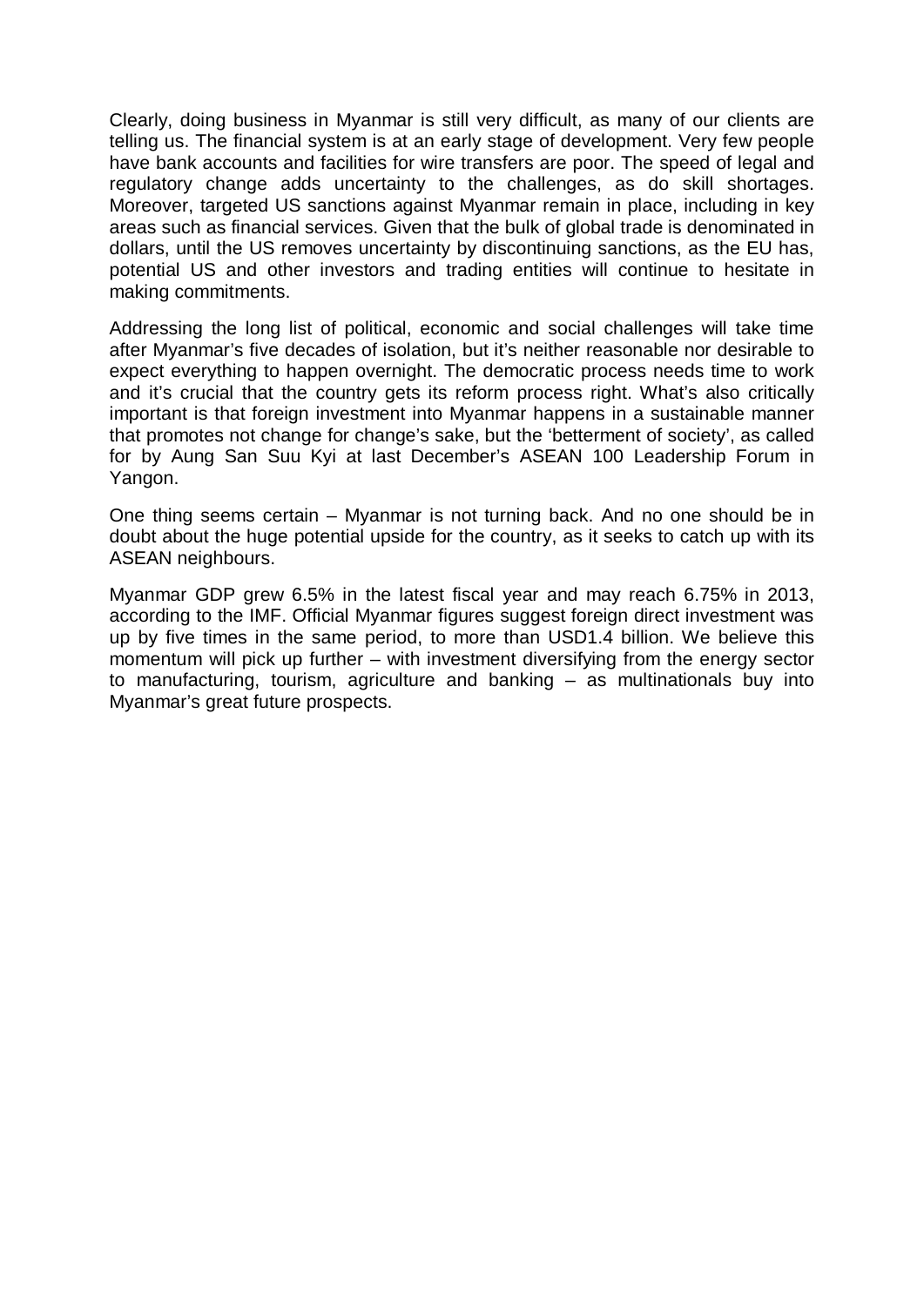Clearly, doing business in Myanmar is still very difficult, as many of our clients are telling us. The financial system is at an early stage of development. Very few people have bank accounts and facilities for wire transfers are poor. The speed of legal and regulatory change adds uncertainty to the challenges, as do skill shortages. Moreover, targeted US sanctions against Myanmar remain in place, including in key areas such as financial services. Given that the bulk of global trade is denominated in dollars, until the US removes uncertainty by discontinuing sanctions, as the EU has, potential US and other investors and trading entities will continue to hesitate in making commitments.

Addressing the long list of political, economic and social challenges will take time after Myanmar's five decades of isolation, but it's neither reasonable nor desirable to expect everything to happen overnight. The democratic process needs time to work and it's crucial that the country gets its reform process right. What's also critically important is that foreign investment into Myanmar happens in a sustainable manner that promotes not change for change's sake, but the 'betterment of society', as called for by Aung San Suu Kyi at last December's ASEAN 100 Leadership Forum in Yangon.

One thing seems certain – Myanmar is not turning back. And no one should be in doubt about the huge potential upside for the country, as it seeks to catch up with its ASEAN neighbours.

Myanmar GDP grew 6.5% in the latest fiscal year and may reach 6.75% in 2013, according to the IMF. Official Myanmar figures suggest foreign direct investment was up by five times in the same period, to more than USD1.4 billion. We believe this momentum will pick up further – with investment diversifying from the energy sector to manufacturing, tourism, agriculture and banking – as multinationals buy into Myanmar's great future prospects.